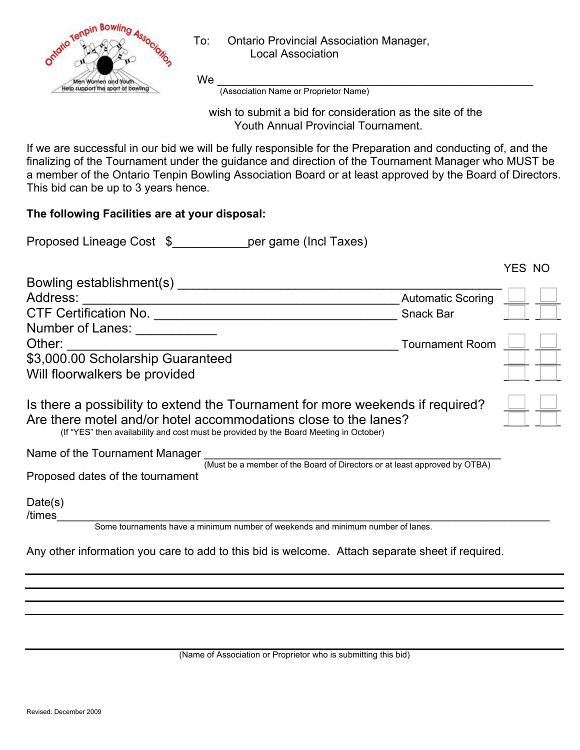Ontario Tenpin Bowling Association
Men Women and Youth Help support the sport of bowling

To: Ontario Provincial Association Manager,
Local Association

We ____________________________________________
(Association Name or Proprietor Name)

wish to submit a bid for consideration as the site of the Youth Annual Provincial Tournament.

If we are successful in our bid we will be fully responsible for the Preparation and conducting of, and the finalizing of the Tournament under the guidance and direction of the Tournament Manager who MUST be a member of the Ontario Tenpin Bowling Association Board or at least approved by the Board of Directors. This bid can be up to 3 years hence.

**The following Facilities are at your disposal:**

Proposed Lineage Cost $___________per game (Incl Taxes)

Bowling establishment(s) ____________________________________________

Address: ____________________________________________

CTF Certification No. ________________________________

Number of Lanes: ___________

Other: ____________________________________________

| | YES | NO |
|---|---|---|
| Automatic Scoring | ☐ | ☐ |
| Snack Bar | ☐ | ☐ |
| Tournament Room | ☐ | ☐ |
| $3,000.00 Scholarship Guaranteed | ☐ | ☐ |
| Will floorwalkers be provided | ☐ | ☐ |
| Is there a possibility to extend the Tournament for more weekends if required? | ☐ | ☐ |
| Are there motel and/or hotel accommodations close to the lanes? | ☐ | ☐ |

(If "YES" then availability and cost must be provided by the Board Meeting in October)

Name of the Tournament Manager ____________________________________________
(Must be a member of the Board of Directors or at least approved by OTBA)

Proposed dates of the tournament

Date(s)
/times____________________________________________

Some tournaments have a minimum number of weekends and minimum number of lanes.

Any other information you care to add to this bid is welcome. Attach separate sheet if required.

____________________________________________

____________________________________________

____________________________________________

____________________________________________

____________________________________________
(Name of Association or Proprietor who is submitting this bid)

Revised: December 2009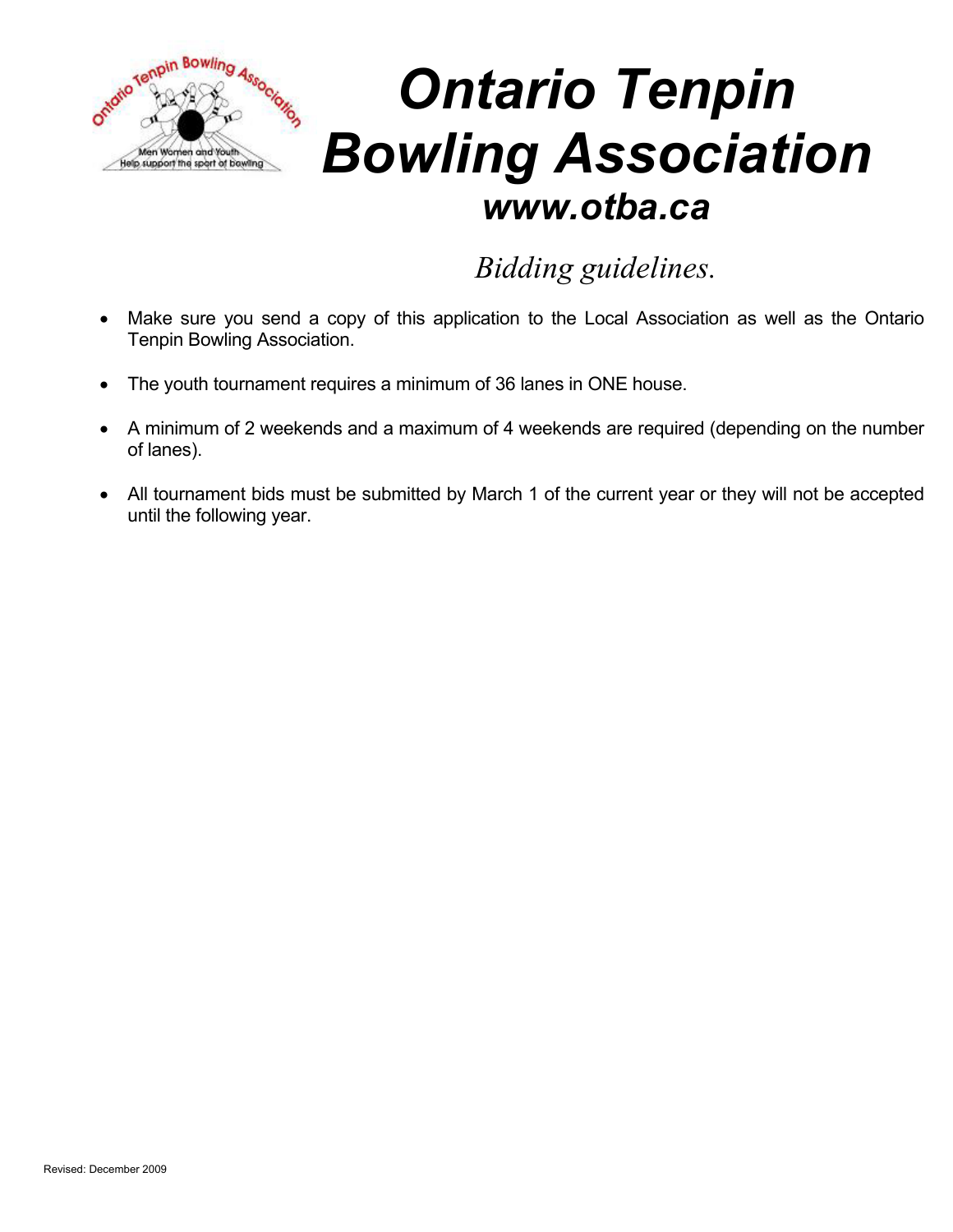# Ontario Tenpin Bowling Association

## www.otba.ca

*Bidding guidelines.*

- Make sure you send a copy of this application to the Local Association as well as the Ontario Tenpin Bowling Association.
- The youth tournament requires a minimum of 36 lanes in ONE house.
- A minimum of 2 weekends and a maximum of 4 weekends are required (depending on the number of lanes).
- All tournament bids must be submitted by March 1 of the current year or they will not be accepted until the following year.

Revised: December 2009